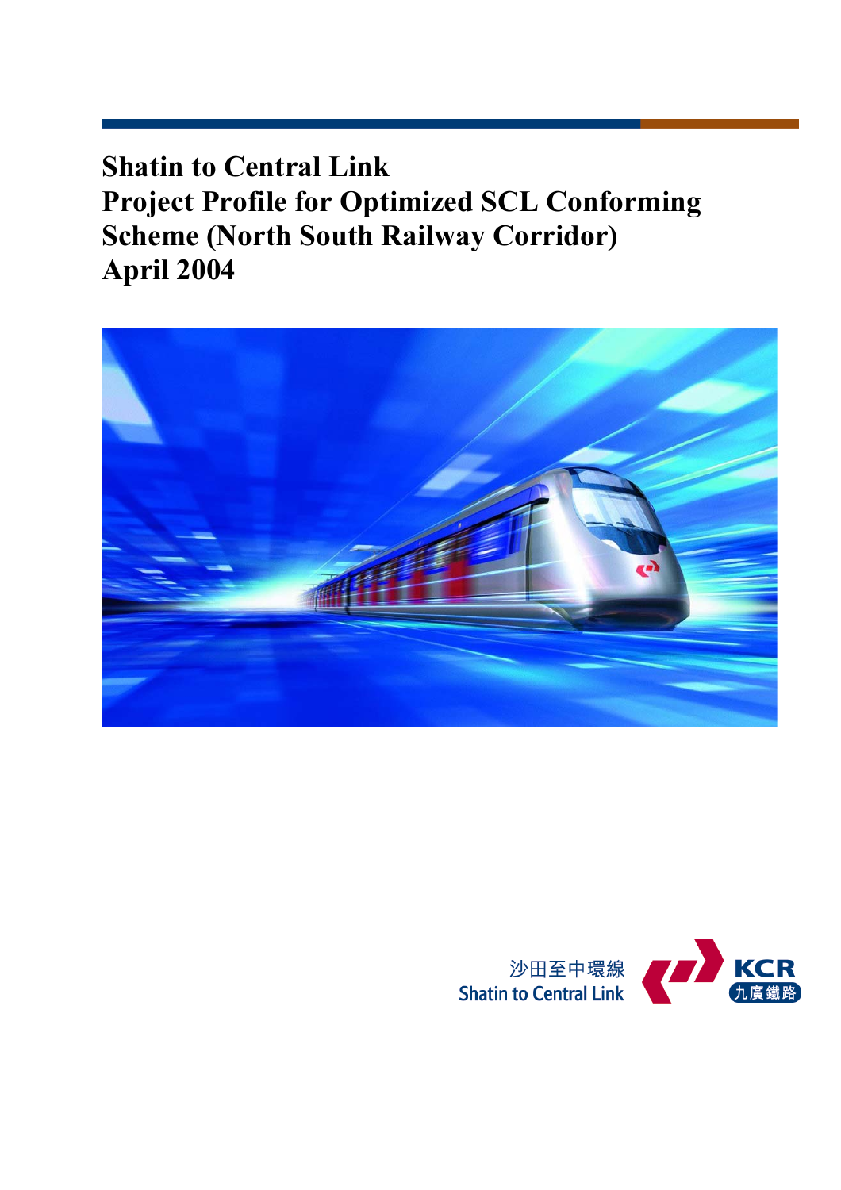# Shatin to Central Link
# Project Profile for Optimized SCL Conforming Scheme (North South Railway Corridor)
# April 2004

沙田至中環線
Shatin to Central Link

KCR
九廣鐵路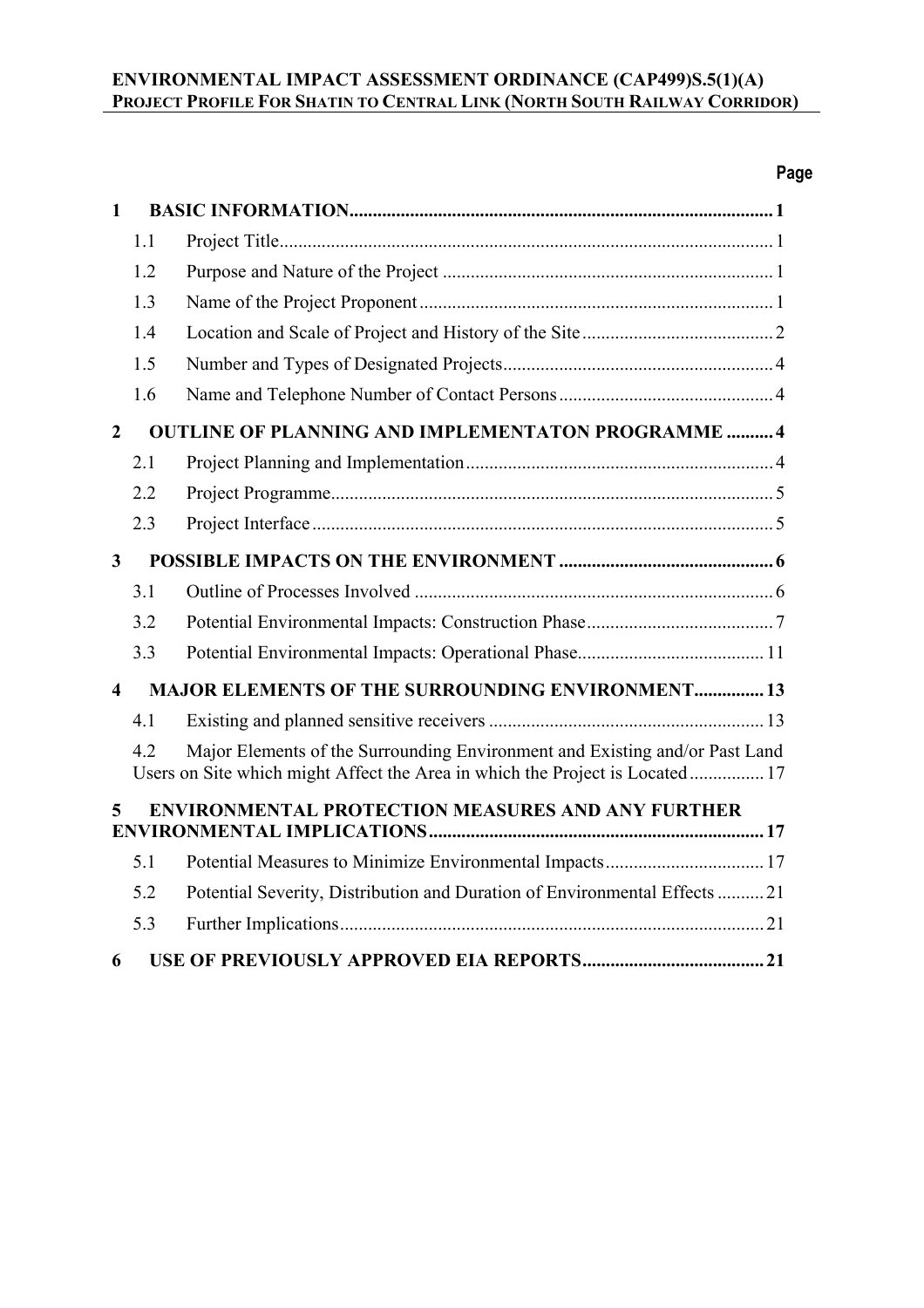| | | Page |
|---|---|---|
| **1** | **BASIC INFORMATION** | **1** |
| 1.1 | Project Title | 1 |
| 1.2 | Purpose and Nature of the Project | 1 |
| 1.3 | Name of the Project Proponent | 1 |
| 1.4 | Location and Scale of Project and History of the Site | 2 |
| 1.5 | Number and Types of Designated Projects | 4 |
| 1.6 | Name and Telephone Number of Contact Persons | 4 |
| **2** | **OUTLINE OF PLANNING AND IMPLEMENTATON PROGRAMME** | **4** |
| 2.1 | Project Planning and Implementation | 4 |
| 2.2 | Project Programme | 5 |
| 2.3 | Project Interface | 5 |
| **3** | **POSSIBLE IMPACTS ON THE ENVIRONMENT** | **6** |
| 3.1 | Outline of Processes Involved | 6 |
| 3.2 | Potential Environmental Impacts: Construction Phase | 7 |
| 3.3 | Potential Environmental Impacts: Operational Phase | 11 |
| **4** | **MAJOR ELEMENTS OF THE SURROUNDING ENVIRONMENT** | **13** |
| 4.1 | Existing and planned sensitive receivers | 13 |
| 4.2 | Major Elements of the Surrounding Environment and Existing and/or Past Land Users on Site which might Affect the Area in which the Project is Located | 17 |
| **5** | **ENVIRONMENTAL PROTECTION MEASURES AND ANY FURTHER ENVIRONMENTAL IMPLICATIONS** | **17** |
| 5.1 | Potential Measures to Minimize Environmental Impacts | 17 |
| 5.2 | Potential Severity, Distribution and Duration of Environmental Effects | 21 |
| 5.3 | Further Implications | 21 |
| **6** | **USE OF PREVIOUSLY APPROVED EIA REPORTS** | **21** |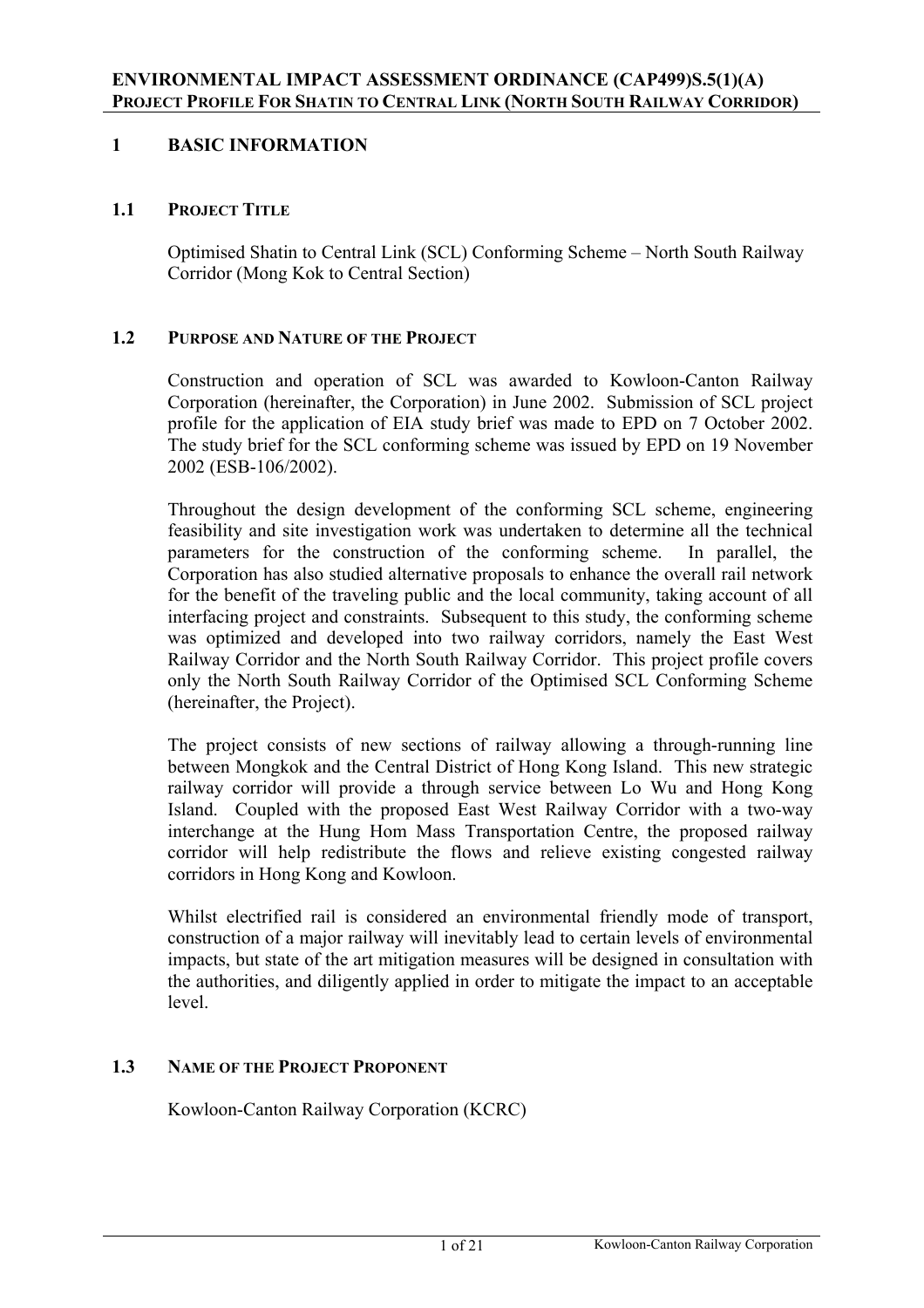**ENVIRONMENTAL IMPACT ASSESSMENT ORDINANCE (CAP499)S.5(1)(A)**
**PROJECT PROFILE FOR SHATIN TO CENTRAL LINK (NORTH SOUTH RAILWAY CORRIDOR)**

# 1 BASIC INFORMATION

## 1.1 PROJECT TITLE

Optimised Shatin to Central Link (SCL) Conforming Scheme – North South Railway Corridor (Mong Kok to Central Section)

## 1.2 PURPOSE AND NATURE OF THE PROJECT

Construction and operation of SCL was awarded to Kowloon-Canton Railway Corporation (hereinafter, the Corporation) in June 2002. Submission of SCL project profile for the application of EIA study brief was made to EPD on 7 October 2002. The study brief for the SCL conforming scheme was issued by EPD on 19 November 2002 (ESB-106/2002).

Throughout the design development of the conforming SCL scheme, engineering feasibility and site investigation work was undertaken to determine all the technical parameters for the construction of the conforming scheme. In parallel, the Corporation has also studied alternative proposals to enhance the overall rail network for the benefit of the traveling public and the local community, taking account of all interfacing project and constraints. Subsequent to this study, the conforming scheme was optimized and developed into two railway corridors, namely the East West Railway Corridor and the North South Railway Corridor. This project profile covers only the North South Railway Corridor of the Optimised SCL Conforming Scheme (hereinafter, the Project).

The project consists of new sections of railway allowing a through-running line between Mongkok and the Central District of Hong Kong Island. This new strategic railway corridor will provide a through service between Lo Wu and Hong Kong Island. Coupled with the proposed East West Railway Corridor with a two-way interchange at the Hung Hom Mass Transportation Centre, the proposed railway corridor will help redistribute the flows and relieve existing congested railway corridors in Hong Kong and Kowloon.

Whilst electrified rail is considered an environmental friendly mode of transport, construction of a major railway will inevitably lead to certain levels of environmental impacts, but state of the art mitigation measures will be designed in consultation with the authorities, and diligently applied in order to mitigate the impact to an acceptable level.

## 1.3 NAME OF THE PROJECT PROPONENT

Kowloon-Canton Railway Corporation (KCRC)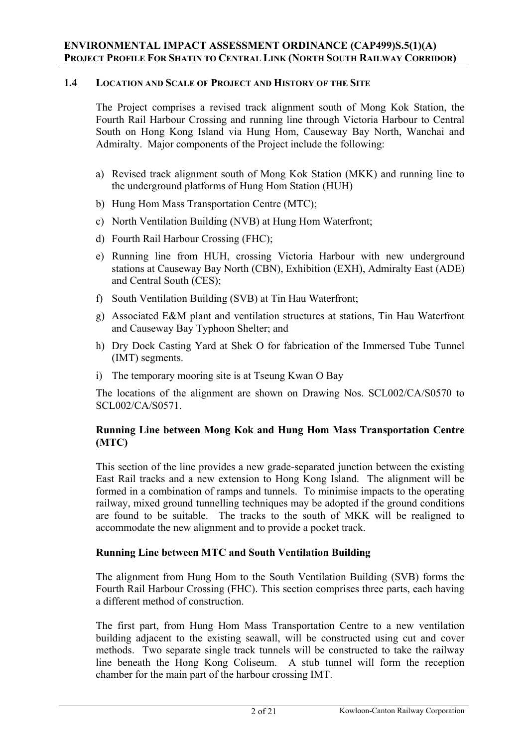### 1.4 LOCATION AND SCALE OF PROJECT AND HISTORY OF THE SITE

The Project comprises a revised track alignment south of Mong Kok Station, the Fourth Rail Harbour Crossing and running line through Victoria Harbour to Central South on Hong Kong Island via Hung Hom, Causeway Bay North, Wanchai and Admiralty. Major components of the Project include the following:

a) Revised track alignment south of Mong Kok Station (MKK) and running line to the underground platforms of Hung Hom Station (HUH)
b) Hung Hom Mass Transportation Centre (MTC);
c) North Ventilation Building (NVB) at Hung Hom Waterfront;
d) Fourth Rail Harbour Crossing (FHC);
e) Running line from HUH, crossing Victoria Harbour with new underground stations at Causeway Bay North (CBN), Exhibition (EXH), Admiralty East (ADE) and Central South (CES);
f) South Ventilation Building (SVB) at Tin Hau Waterfront;
g) Associated E&M plant and ventilation structures at stations, Tin Hau Waterfront and Causeway Bay Typhoon Shelter; and
h) Dry Dock Casting Yard at Shek O for fabrication of the Immersed Tube Tunnel (IMT) segments.
i) The temporary mooring site is at Tseung Kwan O Bay

The locations of the alignment are shown on Drawing Nos. SCL002/CA/S0570 to SCL002/CA/S0571.

**Running Line between Mong Kok and Hung Hom Mass Transportation Centre (MTC)**

This section of the line provides a new grade-separated junction between the existing East Rail tracks and a new extension to Hong Kong Island. The alignment will be formed in a combination of ramps and tunnels. To minimise impacts to the operating railway, mixed ground tunnelling techniques may be adopted if the ground conditions are found to be suitable. The tracks to the south of MKK will be realigned to accommodate the new alignment and to provide a pocket track.

**Running Line between MTC and South Ventilation Building**

The alignment from Hung Hom to the South Ventilation Building (SVB) forms the Fourth Rail Harbour Crossing (FHC). This section comprises three parts, each having a different method of construction.

The first part, from Hung Hom Mass Transportation Centre to a new ventilation building adjacent to the existing seawall, will be constructed using cut and cover methods. Two separate single track tunnels will be constructed to take the railway line beneath the Hong Kong Coliseum. A stub tunnel will form the reception chamber for the main part of the harbour crossing IMT.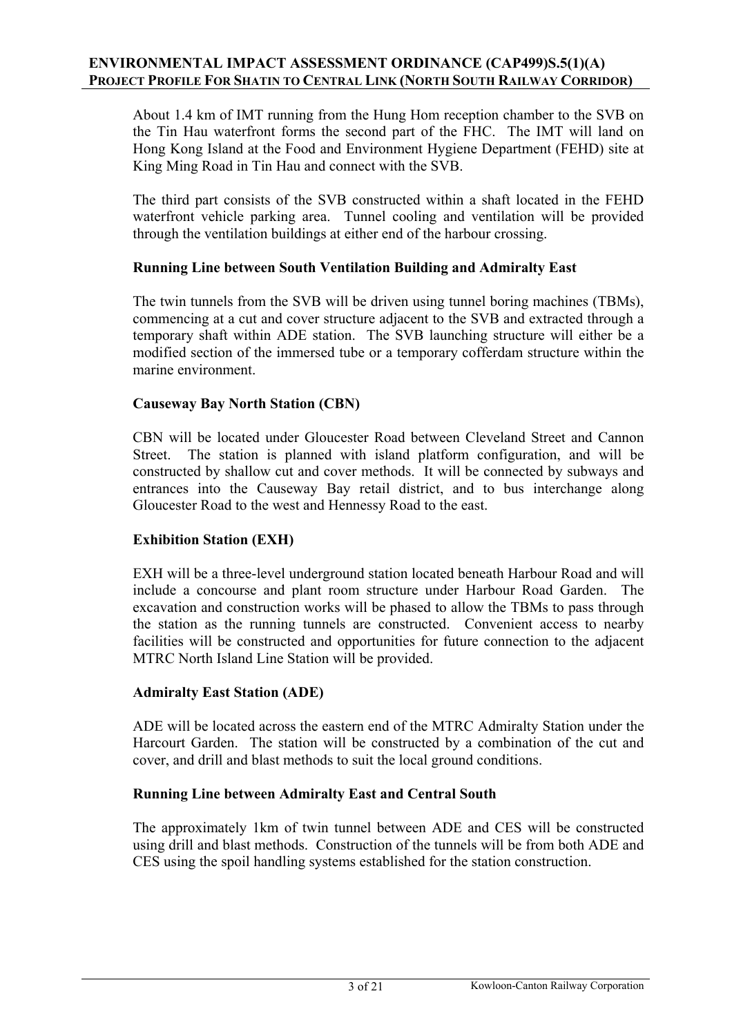About 1.4 km of IMT running from the Hung Hom reception chamber to the SVB on the Tin Hau waterfront forms the second part of the FHC. The IMT will land on Hong Kong Island at the Food and Environment Hygiene Department (FEHD) site at King Ming Road in Tin Hau and connect with the SVB.

The third part consists of the SVB constructed within a shaft located in the FEHD waterfront vehicle parking area. Tunnel cooling and ventilation will be provided through the ventilation buildings at either end of the harbour crossing.

**Running Line between South Ventilation Building and Admiralty East**

The twin tunnels from the SVB will be driven using tunnel boring machines (TBMs), commencing at a cut and cover structure adjacent to the SVB and extracted through a temporary shaft within ADE station. The SVB launching structure will either be a modified section of the immersed tube or a temporary cofferdam structure within the marine environment.

**Causeway Bay North Station (CBN)**

CBN will be located under Gloucester Road between Cleveland Street and Cannon Street. The station is planned with island platform configuration, and will be constructed by shallow cut and cover methods. It will be connected by subways and entrances into the Causeway Bay retail district, and to bus interchange along Gloucester Road to the west and Hennessy Road to the east.

**Exhibition Station (EXH)**

EXH will be a three-level underground station located beneath Harbour Road and will include a concourse and plant room structure under Harbour Road Garden. The excavation and construction works will be phased to allow the TBMs to pass through the station as the running tunnels are constructed. Convenient access to nearby facilities will be constructed and opportunities for future connection to the adjacent MTRC North Island Line Station will be provided.

**Admiralty East Station (ADE)**

ADE will be located across the eastern end of the MTRC Admiralty Station under the Harcourt Garden. The station will be constructed by a combination of the cut and cover, and drill and blast methods to suit the local ground conditions.

**Running Line between Admiralty East and Central South**

The approximately 1km of twin tunnel between ADE and CES will be constructed using drill and blast methods. Construction of the tunnels will be from both ADE and CES using the spoil handling systems established for the station construction.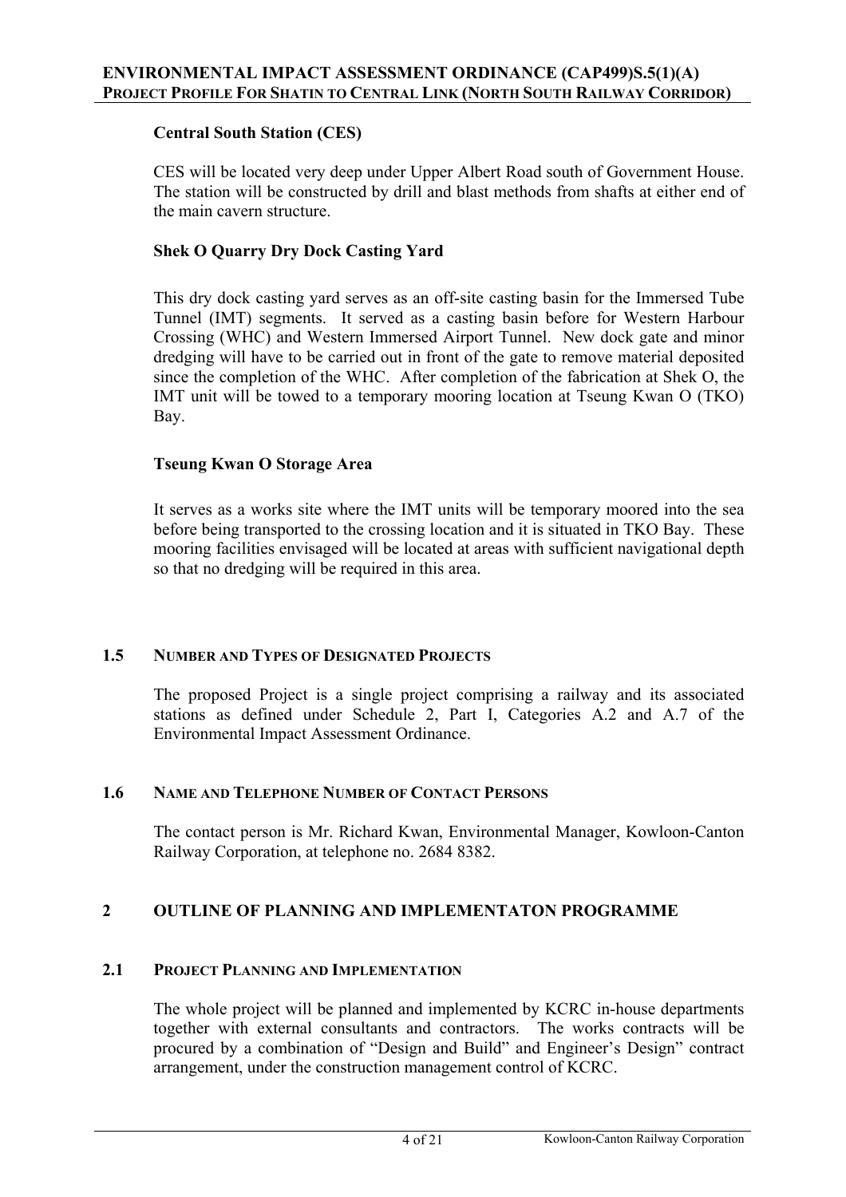**Central South Station (CES)**

CES will be located very deep under Upper Albert Road south of Government House. The station will be constructed by drill and blast methods from shafts at either end of the main cavern structure.

**Shek O Quarry Dry Dock Casting Yard**

This dry dock casting yard serves as an off-site casting basin for the Immersed Tube Tunnel (IMT) segments. It served as a casting basin before for Western Harbour Crossing (WHC) and Western Immersed Airport Tunnel. New dock gate and minor dredging will have to be carried out in front of the gate to remove material deposited since the completion of the WHC. After completion of the fabrication at Shek O, the IMT unit will be towed to a temporary mooring location at Tseung Kwan O (TKO) Bay.

**Tseung Kwan O Storage Area**

It serves as a works site where the IMT units will be temporary moored into the sea before being transported to the crossing location and it is situated in TKO Bay. These mooring facilities envisaged will be located at areas with sufficient navigational depth so that no dredging will be required in this area.

### 1.5 NUMBER AND TYPES OF DESIGNATED PROJECTS

The proposed Project is a single project comprising a railway and its associated stations as defined under Schedule 2, Part I, Categories A.2 and A.7 of the Environmental Impact Assessment Ordinance.

### 1.6 NAME AND TELEPHONE NUMBER OF CONTACT PERSONS

The contact person is Mr. Richard Kwan, Environmental Manager, Kowloon-Canton Railway Corporation, at telephone no. 2684 8382.

## 2 OUTLINE OF PLANNING AND IMPLEMENTATON PROGRAMME

### 2.1 PROJECT PLANNING AND IMPLEMENTATION

The whole project will be planned and implemented by KCRC in-house departments together with external consultants and contractors. The works contracts will be procured by a combination of "Design and Build" and Engineer's Design" contract arrangement, under the construction management control of KCRC.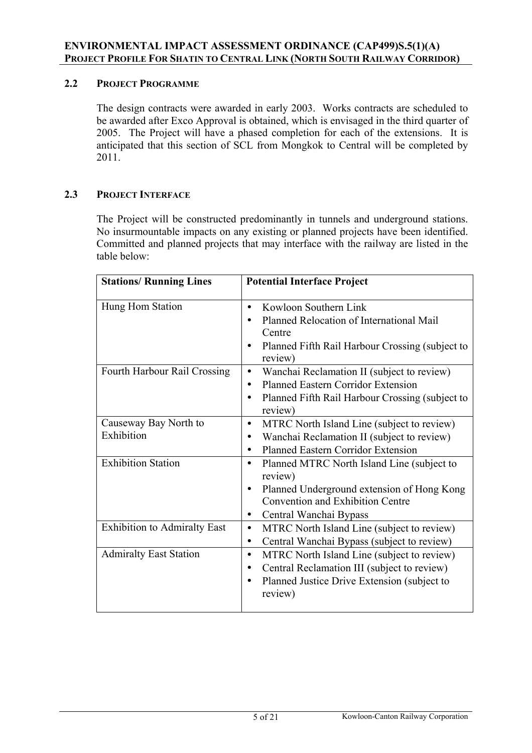## 2.2 PROJECT PROGRAMME

The design contracts were awarded in early 2003. Works contracts are scheduled to be awarded after Exco Approval is obtained, which is envisaged in the third quarter of 2005. The Project will have a phased completion for each of the extensions. It is anticipated that this section of SCL from Mongkok to Central will be completed by 2011.

## 2.3 PROJECT INTERFACE

The Project will be constructed predominantly in tunnels and underground stations. No insurmountable impacts on any existing or planned projects have been identified. Committed and planned projects that may interface with the railway are listed in the table below:

| Stations/ Running Lines | Potential Interface Project |
|---|---|
| Hung Hom Station | • Kowloon Southern Link<br>• Planned Relocation of International Mail Centre<br>• Planned Fifth Rail Harbour Crossing (subject to review) |
| Fourth Harbour Rail Crossing | • Wanchai Reclamation II (subject to review)<br>• Planned Eastern Corridor Extension<br>• Planned Fifth Rail Harbour Crossing (subject to review) |
| Causeway Bay North to Exhibition | • MTRC North Island Line (subject to review)<br>• Wanchai Reclamation II (subject to review)<br>• Planned Eastern Corridor Extension |
| Exhibition Station | • Planned MTRC North Island Line (subject to review)<br>• Planned Underground extension of Hong Kong Convention and Exhibition Centre<br>• Central Wanchai Bypass |
| Exhibition to Admiralty East | • MTRC North Island Line (subject to review)<br>• Central Wanchai Bypass (subject to review) |
| Admiralty East Station | • MTRC North Island Line (subject to review)<br>• Central Reclamation III (subject to review)<br>• Planned Justice Drive Extension (subject to review) |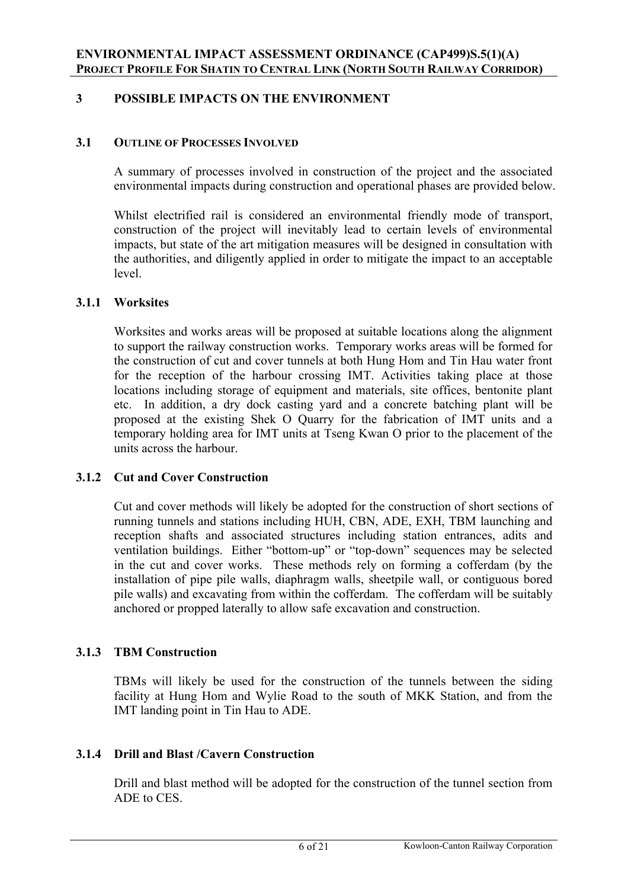## 3 POSSIBLE IMPACTS ON THE ENVIRONMENT

### 3.1 OUTLINE OF PROCESSES INVOLVED

A summary of processes involved in construction of the project and the associated environmental impacts during construction and operational phases are provided below.

Whilst electrified rail is considered an environmental friendly mode of transport, construction of the project will inevitably lead to certain levels of environmental impacts, but state of the art mitigation measures will be designed in consultation with the authorities, and diligently applied in order to mitigate the impact to an acceptable level.

#### 3.1.1 Worksites

Worksites and works areas will be proposed at suitable locations along the alignment to support the railway construction works. Temporary works areas will be formed for the construction of cut and cover tunnels at both Hung Hom and Tin Hau water front for the reception of the harbour crossing IMT. Activities taking place at those locations including storage of equipment and materials, site offices, bentonite plant etc. In addition, a dry dock casting yard and a concrete batching plant will be proposed at the existing Shek O Quarry for the fabrication of IMT units and a temporary holding area for IMT units at Tseng Kwan O prior to the placement of the units across the harbour.

#### 3.1.2 Cut and Cover Construction

Cut and cover methods will likely be adopted for the construction of short sections of running tunnels and stations including HUH, CBN, ADE, EXH, TBM launching and reception shafts and associated structures including station entrances, adits and ventilation buildings. Either "bottom-up" or "top-down" sequences may be selected in the cut and cover works. These methods rely on forming a cofferdam (by the installation of pipe pile walls, diaphragm walls, sheetpile wall, or contiguous bored pile walls) and excavating from within the cofferdam. The cofferdam will be suitably anchored or propped laterally to allow safe excavation and construction.

#### 3.1.3 TBM Construction

TBMs will likely be used for the construction of the tunnels between the siding facility at Hung Hom and Wylie Road to the south of MKK Station, and from the IMT landing point in Tin Hau to ADE.

#### 3.1.4 Drill and Blast /Cavern Construction

Drill and blast method will be adopted for the construction of the tunnel section from ADE to CES.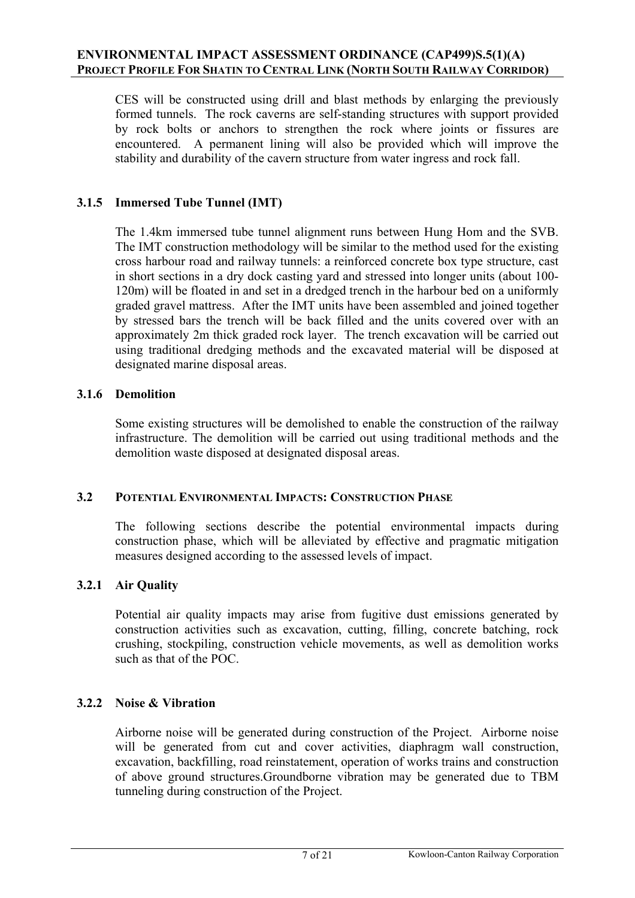CES will be constructed using drill and blast methods by enlarging the previously formed tunnels. The rock caverns are self-standing structures with support provided by rock bolts or anchors to strengthen the rock where joints or fissures are encountered. A permanent lining will also be provided which will improve the stability and durability of the cavern structure from water ingress and rock fall.

### 3.1.5 Immersed Tube Tunnel (IMT)

The 1.4km immersed tube tunnel alignment runs between Hung Hom and the SVB. The IMT construction methodology will be similar to the method used for the existing cross harbour road and railway tunnels: a reinforced concrete box type structure, cast in short sections in a dry dock casting yard and stressed into longer units (about 100-120m) will be floated in and set in a dredged trench in the harbour bed on a uniformly graded gravel mattress. After the IMT units have been assembled and joined together by stressed bars the trench will be back filled and the units covered over with an approximately 2m thick graded rock layer. The trench excavation will be carried out using traditional dredging methods and the excavated material will be disposed at designated marine disposal areas.

### 3.1.6 Demolition

Some existing structures will be demolished to enable the construction of the railway infrastructure. The demolition will be carried out using traditional methods and the demolition waste disposed at designated disposal areas.

## 3.2 POTENTIAL ENVIRONMENTAL IMPACTS: CONSTRUCTION PHASE

The following sections describe the potential environmental impacts during construction phase, which will be alleviated by effective and pragmatic mitigation measures designed according to the assessed levels of impact.

### 3.2.1 Air Quality

Potential air quality impacts may arise from fugitive dust emissions generated by construction activities such as excavation, cutting, filling, concrete batching, rock crushing, stockpiling, construction vehicle movements, as well as demolition works such as that of the POC.

### 3.2.2 Noise & Vibration

Airborne noise will be generated during construction of the Project. Airborne noise will be generated from cut and cover activities, diaphragm wall construction, excavation, backfilling, road reinstatement, operation of works trains and construction of above ground structures.Groundborne vibration may be generated due to TBM tunneling during construction of the Project.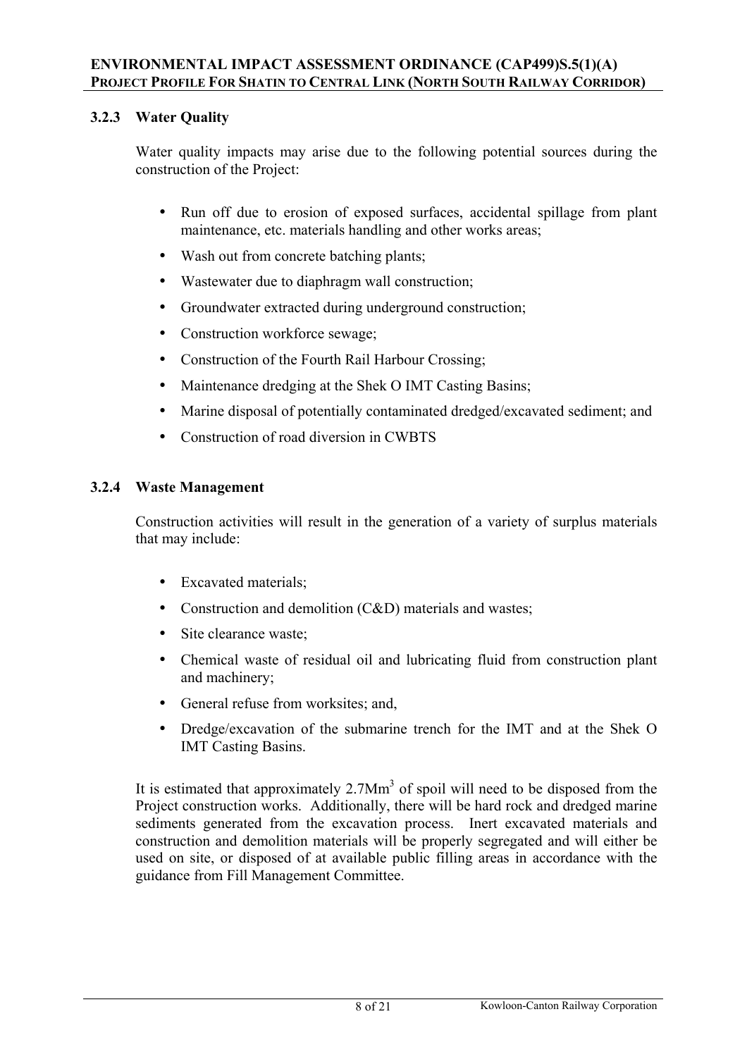### 3.2.3 Water Quality

Water quality impacts may arise due to the following potential sources during the construction of the Project:

- Run off due to erosion of exposed surfaces, accidental spillage from plant maintenance, etc. materials handling and other works areas;
- Wash out from concrete batching plants;
- Wastewater due to diaphragm wall construction;
- Groundwater extracted during underground construction;
- Construction workforce sewage;
- Construction of the Fourth Rail Harbour Crossing;
- Maintenance dredging at the Shek O IMT Casting Basins;
- Marine disposal of potentially contaminated dredged/excavated sediment; and
- Construction of road diversion in CWBTS

### 3.2.4 Waste Management

Construction activities will result in the generation of a variety of surplus materials that may include:

- Excavated materials;
- Construction and demolition (C&D) materials and wastes;
- Site clearance waste;
- Chemical waste of residual oil and lubricating fluid from construction plant and machinery;
- General refuse from worksites; and,
- Dredge/excavation of the submarine trench for the IMT and at the Shek O IMT Casting Basins.

It is estimated that approximately $2.7Mm^3$ of spoil will need to be disposed from the Project construction works. Additionally, there will be hard rock and dredged marine sediments generated from the excavation process. Inert excavated materials and construction and demolition materials will be properly segregated and will either be used on site, or disposed of at available public filling areas in accordance with the guidance from Fill Management Committee.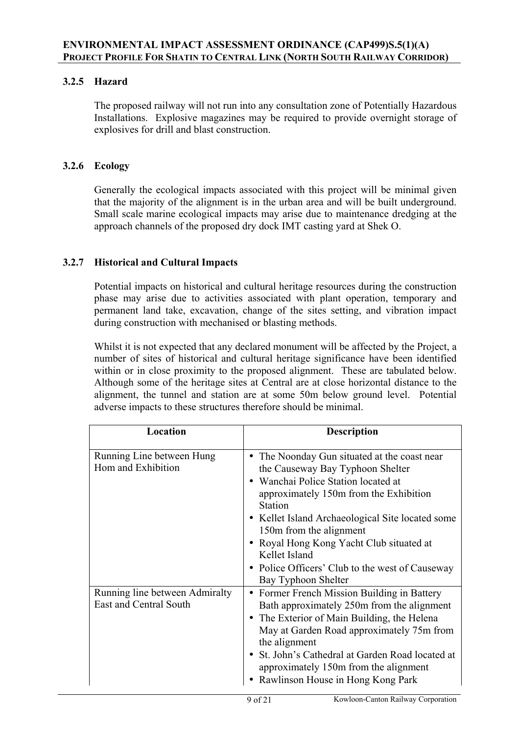### 3.2.5 Hazard

The proposed railway will not run into any consultation zone of Potentially Hazardous Installations. Explosive magazines may be required to provide overnight storage of explosives for drill and blast construction.

### 3.2.6 Ecology

Generally the ecological impacts associated with this project will be minimal given that the majority of the alignment is in the urban area and will be built underground. Small scale marine ecological impacts may arise due to maintenance dredging at the approach channels of the proposed dry dock IMT casting yard at Shek O.

### 3.2.7 Historical and Cultural Impacts

Potential impacts on historical and cultural heritage resources during the construction phase may arise due to activities associated with plant operation, temporary and permanent land take, excavation, change of the sites setting, and vibration impact during construction with mechanised or blasting methods.

Whilst it is not expected that any declared monument will be affected by the Project, a number of sites of historical and cultural heritage significance have been identified within or in close proximity to the proposed alignment. These are tabulated below. Although some of the heritage sites at Central are at close horizontal distance to the alignment, the tunnel and station are at some 50m below ground level. Potential adverse impacts to these structures therefore should be minimal.

| Location | Description |
| --- | --- |
| Running Line between Hung Hom and Exhibition | • The Noonday Gun situated at the coast near the Causeway Bay Typhoon Shelter<br>• Wanchai Police Station located at approximately 150m from the Exhibition Station<br>• Kellet Island Archaeological Site located some 150m from the alignment<br>• Royal Hong Kong Yacht Club situated at Kellet Island<br>• Police Officers' Club to the west of Causeway Bay Typhoon Shelter |
| Running line between Admiralty East and Central South | • Former French Mission Building in Battery Bath approximately 250m from the alignment<br>• The Exterior of Main Building, the Helena May at Garden Road approximately 75m from the alignment<br>• St. John's Cathedral at Garden Road located at approximately 150m from the alignment<br>• Rawlinson House in Hong Kong Park |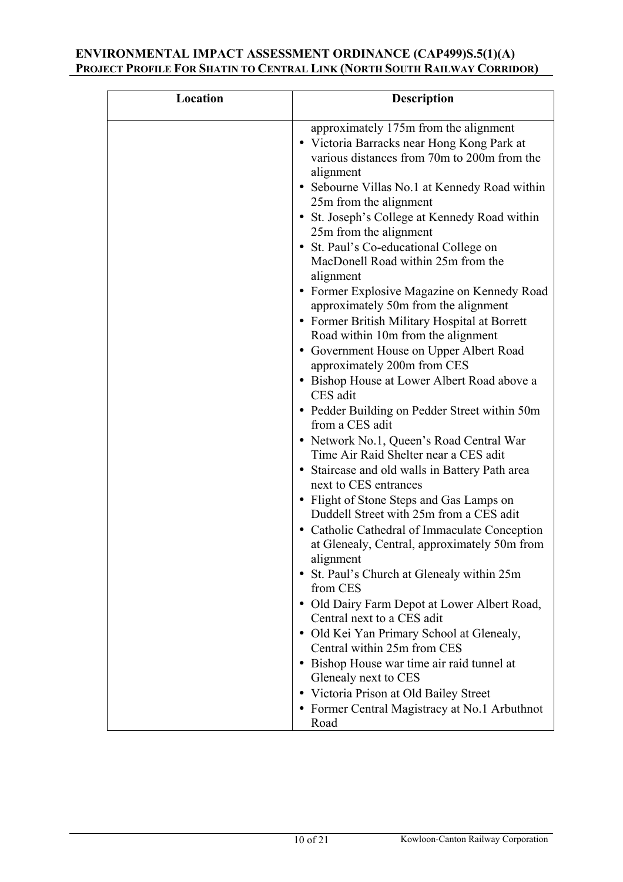| Location | Description |
|---|---|
| | approximately 175m from the alignment<br>• Victoria Barracks near Hong Kong Park at various distances from 70m to 200m from the alignment<br>• Sebourne Villas No.1 at Kennedy Road within 25m from the alignment<br>• St. Joseph's College at Kennedy Road within 25m from the alignment<br>• St. Paul's Co-educational College on MacDonell Road within 25m from the alignment<br>• Former Explosive Magazine on Kennedy Road approximately 50m from the alignment<br>• Former British Military Hospital at Borrett Road within 10m from the alignment<br>• Government House on Upper Albert Road approximately 200m from CES<br>• Bishop House at Lower Albert Road above a CES adit<br>• Pedder Building on Pedder Street within 50m from a CES adit<br>• Network No.1, Queen's Road Central War Time Air Raid Shelter near a CES adit<br>• Staircase and old walls in Battery Path area next to CES entrances<br>• Flight of Stone Steps and Gas Lamps on Duddell Street with 25m from a CES adit<br>• Catholic Cathedral of Immaculate Conception at Glenealy, Central, approximately 50m from alignment<br>• St. Paul's Church at Glenealy within 25m from CES<br>• Old Dairy Farm Depot at Lower Albert Road, Central next to a CES adit<br>• Old Kei Yan Primary School at Glenealy, Central within 25m from CES<br>• Bishop House war time air raid tunnel at Glenealy next to CES<br>• Victoria Prison at Old Bailey Street<br>• Former Central Magistracy at No.1 Arbuthnot Road |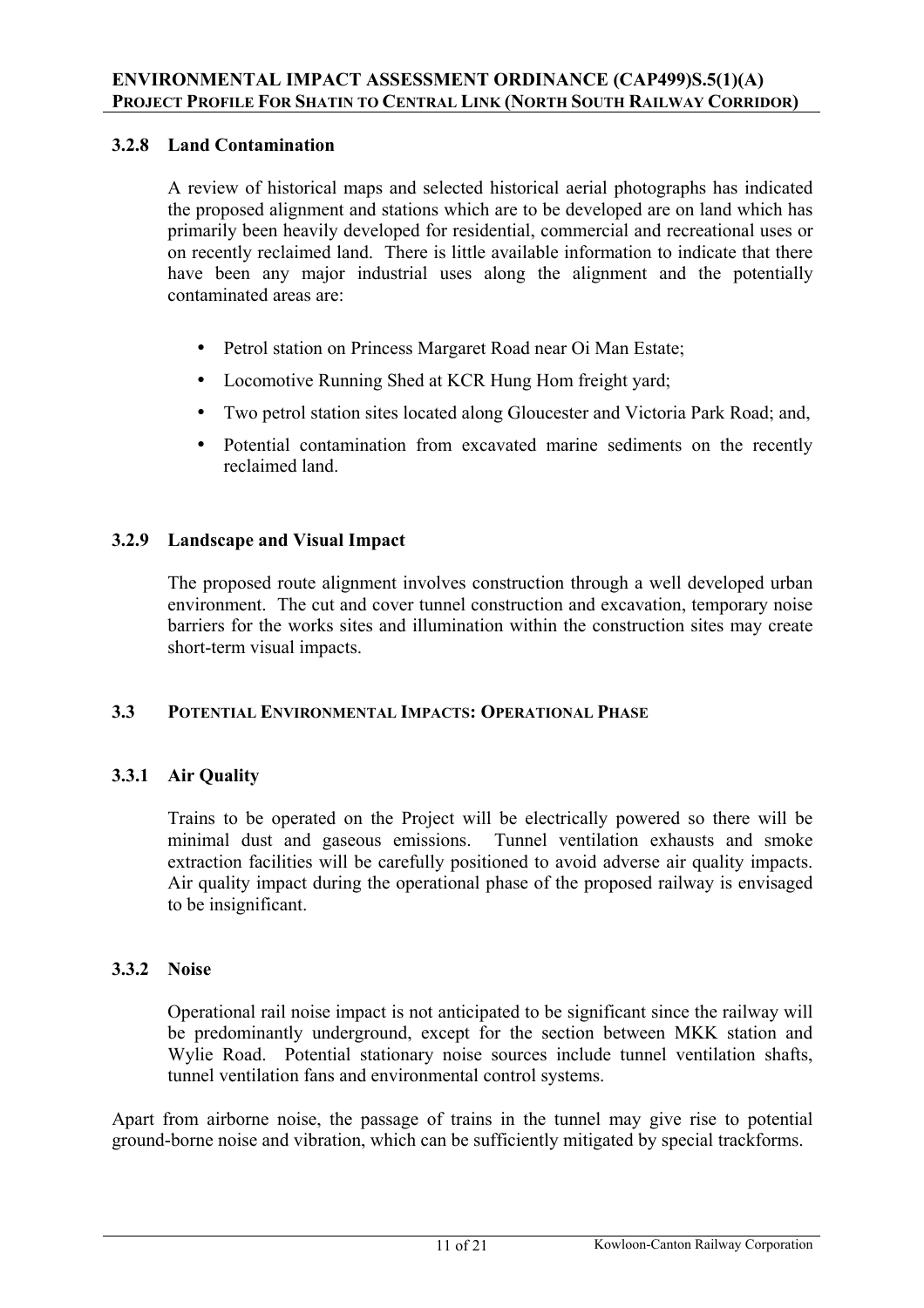### 3.2.8 Land Contamination

A review of historical maps and selected historical aerial photographs has indicated the proposed alignment and stations which are to be developed are on land which has primarily been heavily developed for residential, commercial and recreational uses or on recently reclaimed land. There is little available information to indicate that there have been any major industrial uses along the alignment and the potentially contaminated areas are:

- Petrol station on Princess Margaret Road near Oi Man Estate;
- Locomotive Running Shed at KCR Hung Hom freight yard;
- Two petrol station sites located along Gloucester and Victoria Park Road; and,
- Potential contamination from excavated marine sediments on the recently reclaimed land.

### 3.2.9 Landscape and Visual Impact

The proposed route alignment involves construction through a well developed urban environment. The cut and cover tunnel construction and excavation, temporary noise barriers for the works sites and illumination within the construction sites may create short-term visual impacts.

## 3.3 POTENTIAL ENVIRONMENTAL IMPACTS: OPERATIONAL PHASE

### 3.3.1 Air Quality

Trains to be operated on the Project will be electrically powered so there will be minimal dust and gaseous emissions. Tunnel ventilation exhausts and smoke extraction facilities will be carefully positioned to avoid adverse air quality impacts. Air quality impact during the operational phase of the proposed railway is envisaged to be insignificant.

### 3.3.2 Noise

Operational rail noise impact is not anticipated to be significant since the railway will be predominantly underground, except for the section between MKK station and Wylie Road. Potential stationary noise sources include tunnel ventilation shafts, tunnel ventilation fans and environmental control systems.

Apart from airborne noise, the passage of trains in the tunnel may give rise to potential ground-borne noise and vibration, which can be sufficiently mitigated by special trackforms.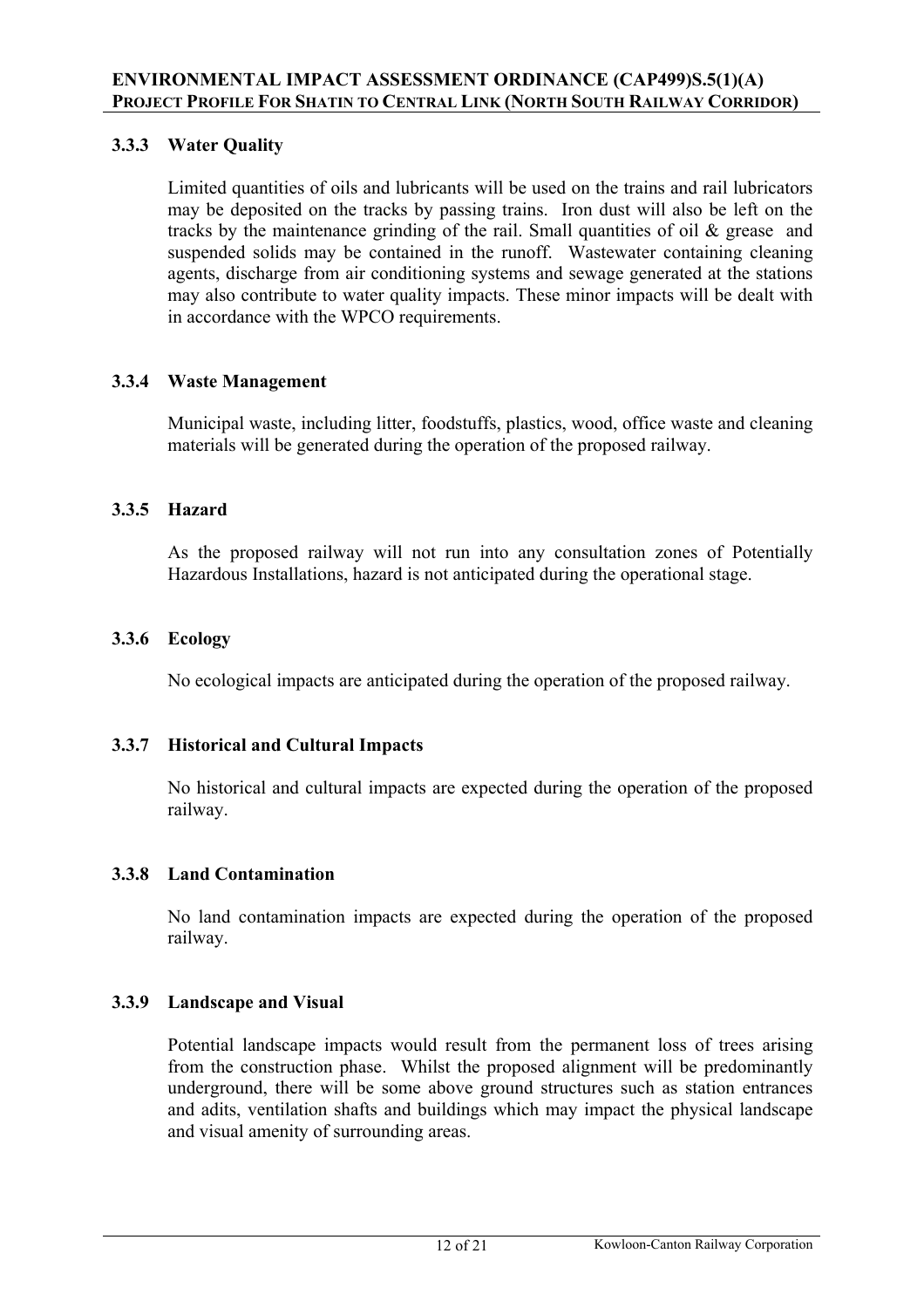### 3.3.3 Water Quality

Limited quantities of oils and lubricants will be used on the trains and rail lubricators may be deposited on the tracks by passing trains. Iron dust will also be left on the tracks by the maintenance grinding of the rail. Small quantities of oil & grease and suspended solids may be contained in the runoff. Wastewater containing cleaning agents, discharge from air conditioning systems and sewage generated at the stations may also contribute to water quality impacts. These minor impacts will be dealt with in accordance with the WPCO requirements.

### 3.3.4 Waste Management

Municipal waste, including litter, foodstuffs, plastics, wood, office waste and cleaning materials will be generated during the operation of the proposed railway.

### 3.3.5 Hazard

As the proposed railway will not run into any consultation zones of Potentially Hazardous Installations, hazard is not anticipated during the operational stage.

### 3.3.6 Ecology

No ecological impacts are anticipated during the operation of the proposed railway.

### 3.3.7 Historical and Cultural Impacts

No historical and cultural impacts are expected during the operation of the proposed railway.

### 3.3.8 Land Contamination

No land contamination impacts are expected during the operation of the proposed railway.

### 3.3.9 Landscape and Visual

Potential landscape impacts would result from the permanent loss of trees arising from the construction phase. Whilst the proposed alignment will be predominantly underground, there will be some above ground structures such as station entrances and adits, ventilation shafts and buildings which may impact the physical landscape and visual amenity of surrounding areas.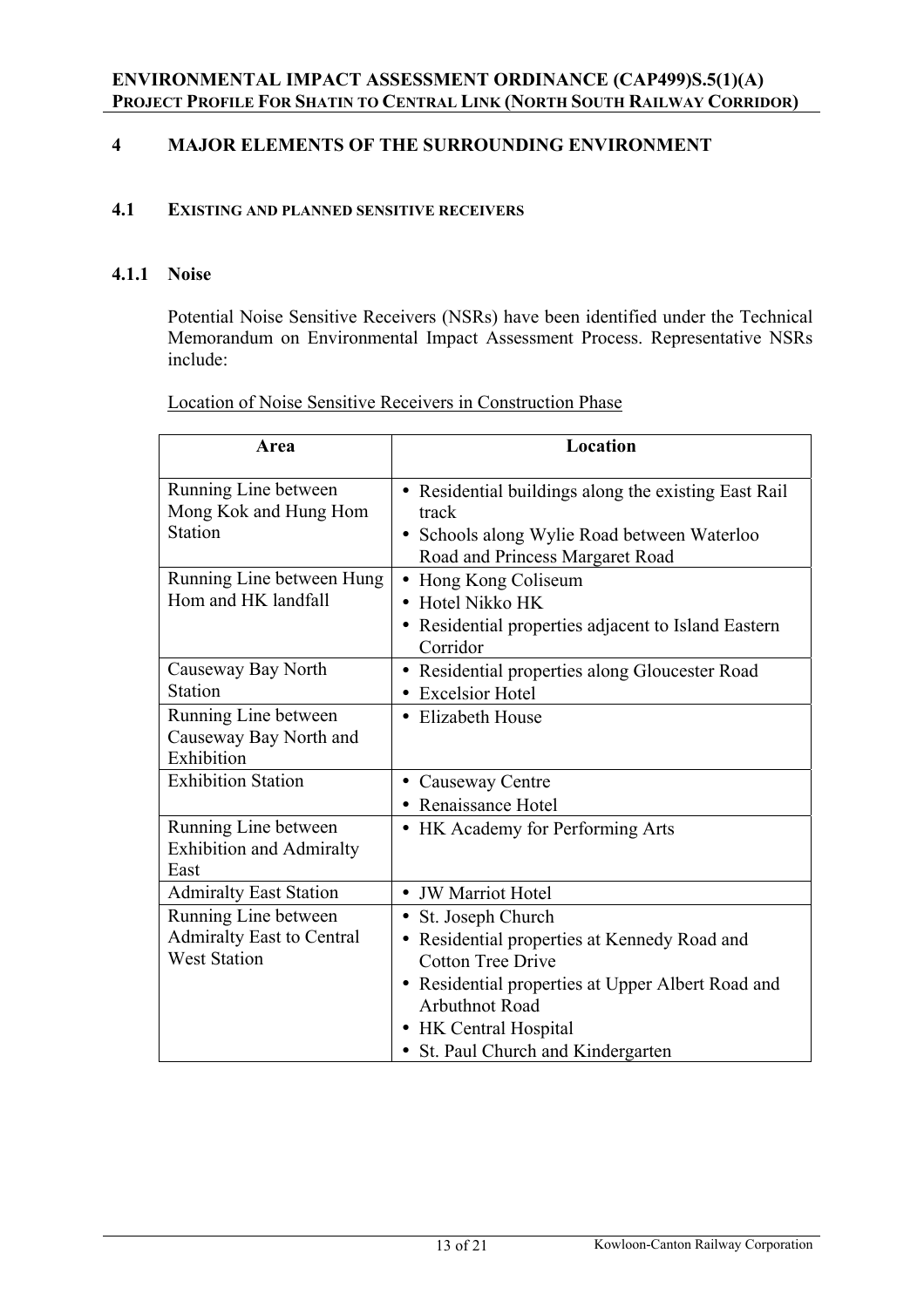## 4 MAJOR ELEMENTS OF THE SURROUNDING ENVIRONMENT

### 4.1 EXISTING AND PLANNED SENSITIVE RECEIVERS

#### 4.1.1 Noise

Potential Noise Sensitive Receivers (NSRs) have been identified under the Technical Memorandum on Environmental Impact Assessment Process. Representative NSRs include:

Location of Noise Sensitive Receivers in Construction Phase

| Area | Location |
|---|---|
| Running Line between Mong Kok and Hung Hom Station | • Residential buildings along the existing East Rail track<br>• Schools along Wylie Road between Waterloo Road and Princess Margaret Road |
| Running Line between Hung Hom and HK landfall | • Hong Kong Coliseum<br>• Hotel Nikko HK<br>• Residential properties adjacent to Island Eastern Corridor |
| Causeway Bay North Station | • Residential properties along Gloucester Road<br>• Excelsior Hotel |
| Running Line between Causeway Bay North and Exhibition | • Elizabeth House |
| Exhibition Station | • Causeway Centre<br>• Renaissance Hotel |
| Running Line between Exhibition and Admiralty East | • HK Academy for Performing Arts |
| Admiralty East Station | • JW Marriot Hotel |
| Running Line between Admiralty East to Central West Station | • St. Joseph Church<br>• Residential properties at Kennedy Road and Cotton Tree Drive<br>• Residential properties at Upper Albert Road and Arbuthnot Road<br>• HK Central Hospital<br>• St. Paul Church and Kindergarten |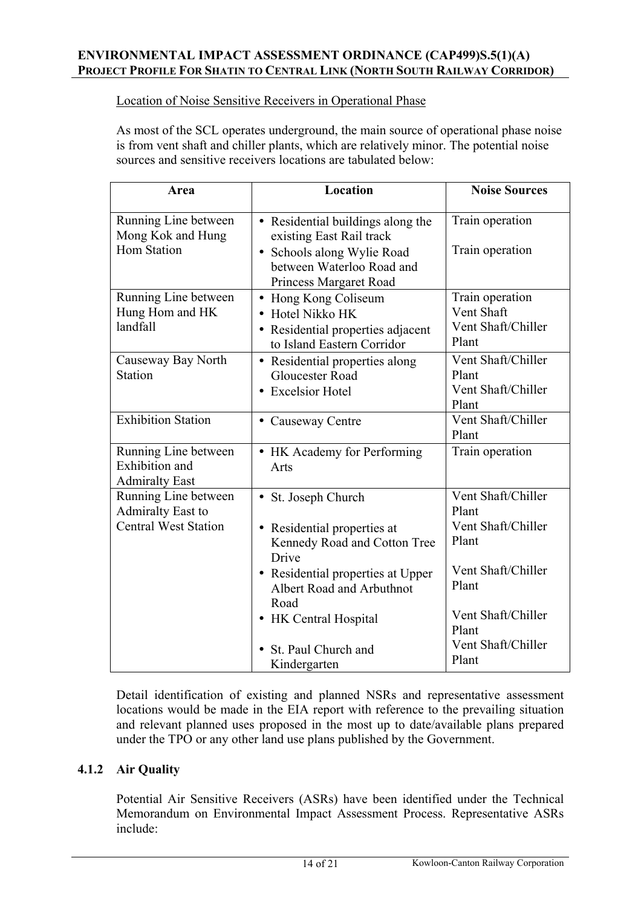Location of Noise Sensitive Receivers in Operational Phase

As most of the SCL operates underground, the main source of operational phase noise is from vent shaft and chiller plants, which are relatively minor. The potential noise sources and sensitive receivers locations are tabulated below:

| Area | Location | Noise Sources |
|---|---|---|
| Running Line between Mong Kok and Hung Hom Station | • Residential buildings along the existing East Rail track<br>• Schools along Wylie Road between Waterloo Road and Princess Margaret Road | Train operation<br><br>Train operation |
| Running Line between Hung Hom and HK landfall | • Hong Kong Coliseum<br>• Hotel Nikko HK<br>• Residential properties adjacent to Island Eastern Corridor | Train operation<br>Vent Shaft<br>Vent Shaft/Chiller Plant |
| Causeway Bay North Station | • Residential properties along Gloucester Road<br>• Excelsior Hotel | Vent Shaft/Chiller Plant<br>Vent Shaft/Chiller Plant |
| Exhibition Station | • Causeway Centre | Vent Shaft/Chiller Plant |
| Running Line between Exhibition and Admiralty East | • HK Academy for Performing Arts | Train operation |
| Running Line between Admiralty East to Central West Station | • St. Joseph Church<br>• Residential properties at Kennedy Road and Cotton Tree Drive<br>• Residential properties at Upper Albert Road and Arbuthnot Road<br>• HK Central Hospital<br>• St. Paul Church and Kindergarten | Vent Shaft/Chiller Plant<br>Vent Shaft/Chiller Plant<br>Vent Shaft/Chiller Plant<br>Vent Shaft/Chiller Plant<br>Vent Shaft/Chiller Plant |

Detail identification of existing and planned NSRs and representative assessment locations would be made in the EIA report with reference to the prevailing situation and relevant planned uses proposed in the most up to date/available plans prepared under the TPO or any other land use plans published by the Government.

### 4.1.2 Air Quality

Potential Air Sensitive Receivers (ASRs) have been identified under the Technical Memorandum on Environmental Impact Assessment Process. Representative ASRs include: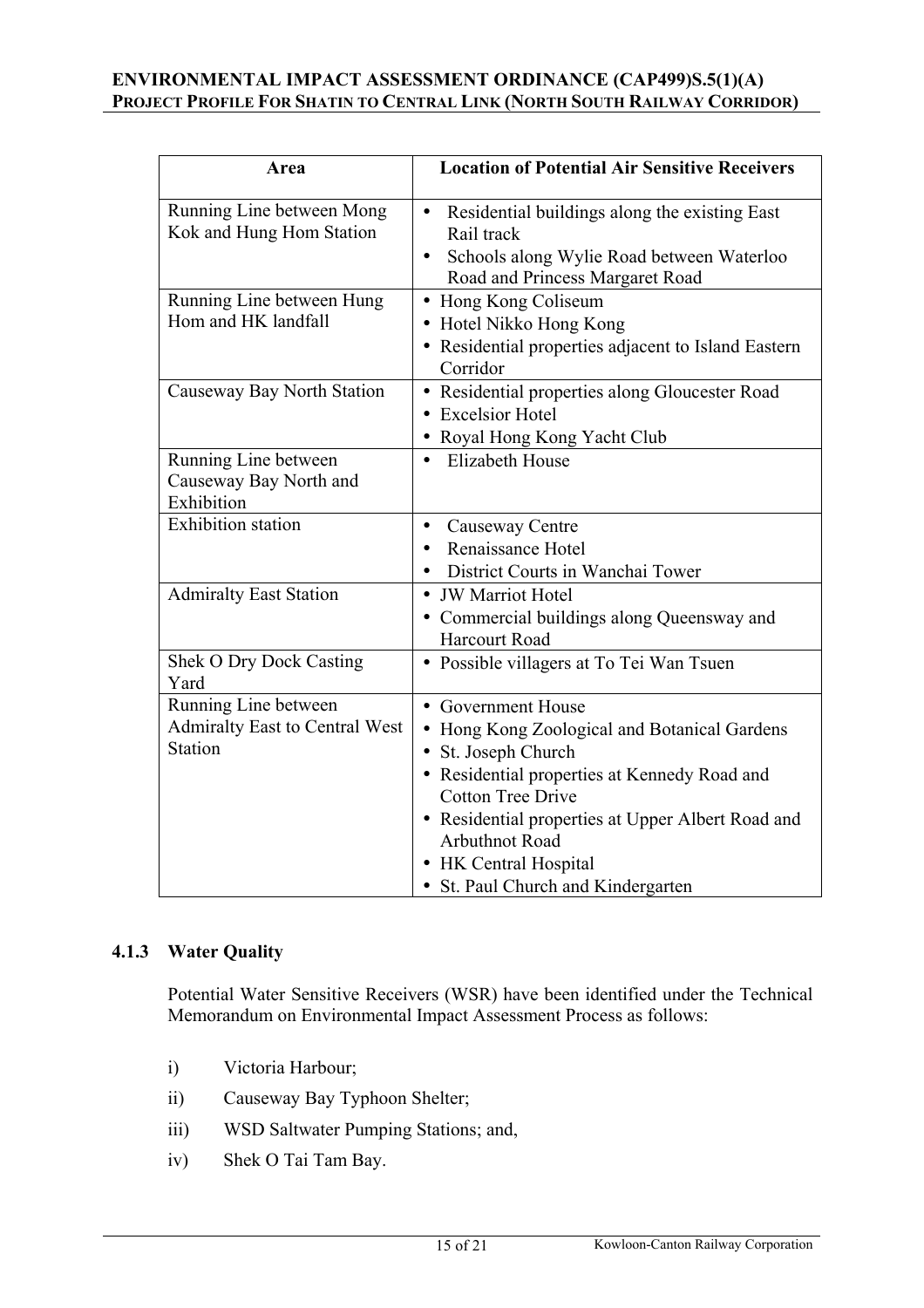| Area | Location of Potential Air Sensitive Receivers |
|---|---|
| Running Line between Mong Kok and Hung Hom Station | • Residential buildings along the existing East Rail track<br>• Schools along Wylie Road between Waterloo Road and Princess Margaret Road |
| Running Line between Hung Hom and HK landfall | • Hong Kong Coliseum<br>• Hotel Nikko Hong Kong<br>• Residential properties adjacent to Island Eastern Corridor |
| Causeway Bay North Station | • Residential properties along Gloucester Road<br>• Excelsior Hotel<br>• Royal Hong Kong Yacht Club |
| Running Line between Causeway Bay North and Exhibition | • Elizabeth House |
| Exhibition station | • Causeway Centre<br>• Renaissance Hotel<br>• District Courts in Wanchai Tower |
| Admiralty East Station | • JW Marriot Hotel<br>• Commercial buildings along Queensway and Harcourt Road |
| Shek O Dry Dock Casting Yard | • Possible villagers at To Tei Wan Tsuen |
| Running Line between Admiralty East to Central West Station | • Government House<br>• Hong Kong Zoological and Botanical Gardens<br>• St. Joseph Church<br>• Residential properties at Kennedy Road and Cotton Tree Drive<br>• Residential properties at Upper Albert Road and Arbuthnot Road<br>• HK Central Hospital<br>• St. Paul Church and Kindergarten |

### 4.1.3 Water Quality

Potential Water Sensitive Receivers (WSR) have been identified under the Technical Memorandum on Environmental Impact Assessment Process as follows:

i) Victoria Harbour;

ii) Causeway Bay Typhoon Shelter;

iii) WSD Saltwater Pumping Stations; and,

iv) Shek O Tai Tam Bay.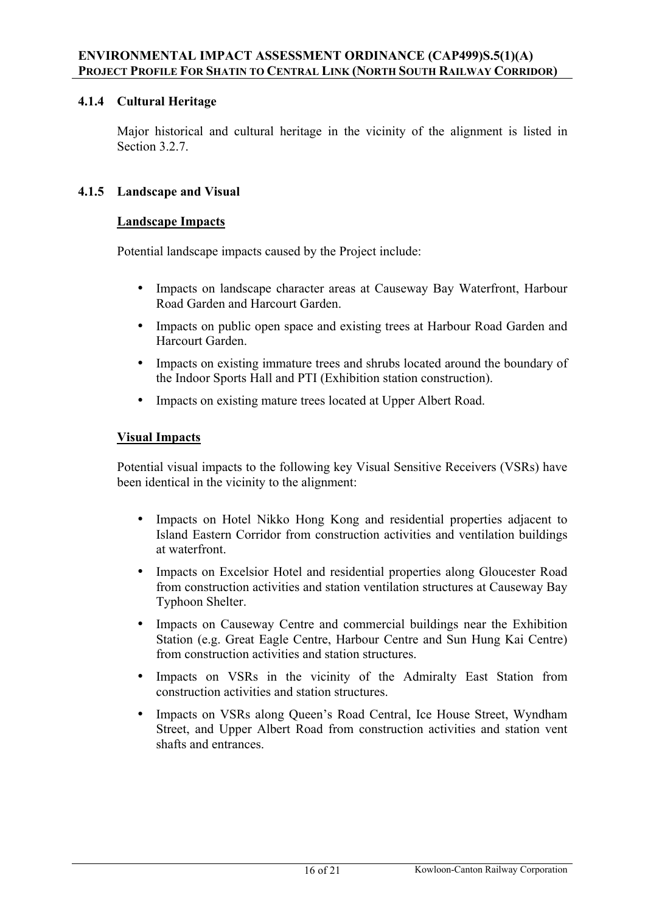### 4.1.4 Cultural Heritage

Major historical and cultural heritage in the vicinity of the alignment is listed in Section 3.2.7.

### 4.1.5 Landscape and Visual

**Landscape Impacts**

Potential landscape impacts caused by the Project include:

- Impacts on landscape character areas at Causeway Bay Waterfront, Harbour Road Garden and Harcourt Garden.
- Impacts on public open space and existing trees at Harbour Road Garden and Harcourt Garden.
- Impacts on existing immature trees and shrubs located around the boundary of the Indoor Sports Hall and PTI (Exhibition station construction).
- Impacts on existing mature trees located at Upper Albert Road.

**Visual Impacts**

Potential visual impacts to the following key Visual Sensitive Receivers (VSRs) have been identical in the vicinity to the alignment:

- Impacts on Hotel Nikko Hong Kong and residential properties adjacent to Island Eastern Corridor from construction activities and ventilation buildings at waterfront.
- Impacts on Excelsior Hotel and residential properties along Gloucester Road from construction activities and station ventilation structures at Causeway Bay Typhoon Shelter.
- Impacts on Causeway Centre and commercial buildings near the Exhibition Station (e.g. Great Eagle Centre, Harbour Centre and Sun Hung Kai Centre) from construction activities and station structures.
- Impacts on VSRs in the vicinity of the Admiralty East Station from construction activities and station structures.
- Impacts on VSRs along Queen's Road Central, Ice House Street, Wyndham Street, and Upper Albert Road from construction activities and station vent shafts and entrances.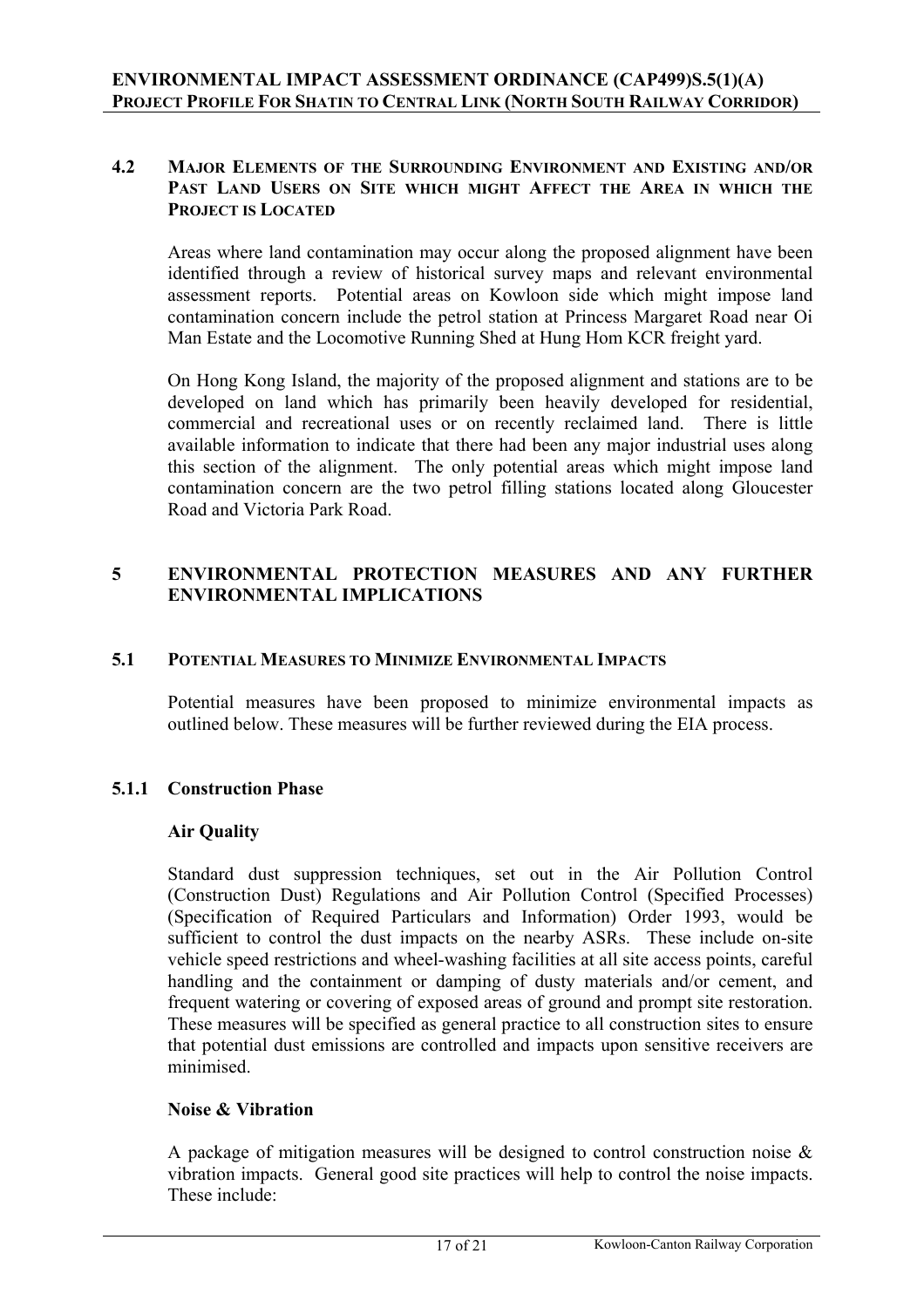### 4.2 MAJOR ELEMENTS OF THE SURROUNDING ENVIRONMENT AND EXISTING AND/OR PAST LAND USERS ON SITE WHICH MIGHT AFFECT THE AREA IN WHICH THE PROJECT IS LOCATED

Areas where land contamination may occur along the proposed alignment have been identified through a review of historical survey maps and relevant environmental assessment reports. Potential areas on Kowloon side which might impose land contamination concern include the petrol station at Princess Margaret Road near Oi Man Estate and the Locomotive Running Shed at Hung Hom KCR freight yard.

On Hong Kong Island, the majority of the proposed alignment and stations are to be developed on land which has primarily been heavily developed for residential, commercial and recreational uses or on recently reclaimed land. There is little available information to indicate that there had been any major industrial uses along this section of the alignment. The only potential areas which might impose land contamination concern are the two petrol filling stations located along Gloucester Road and Victoria Park Road.

## 5 ENVIRONMENTAL PROTECTION MEASURES AND ANY FURTHER ENVIRONMENTAL IMPLICATIONS

### 5.1 POTENTIAL MEASURES TO MINIMIZE ENVIRONMENTAL IMPACTS

Potential measures have been proposed to minimize environmental impacts as outlined below. These measures will be further reviewed during the EIA process.

#### 5.1.1 Construction Phase

**Air Quality**

Standard dust suppression techniques, set out in the Air Pollution Control (Construction Dust) Regulations and Air Pollution Control (Specified Processes) (Specification of Required Particulars and Information) Order 1993, would be sufficient to control the dust impacts on the nearby ASRs. These include on-site vehicle speed restrictions and wheel-washing facilities at all site access points, careful handling and the containment or damping of dusty materials and/or cement, and frequent watering or covering of exposed areas of ground and prompt site restoration. These measures will be specified as general practice to all construction sites to ensure that potential dust emissions are controlled and impacts upon sensitive receivers are minimised.

**Noise & Vibration**

A package of mitigation measures will be designed to control construction noise & vibration impacts. General good site practices will help to control the noise impacts. These include: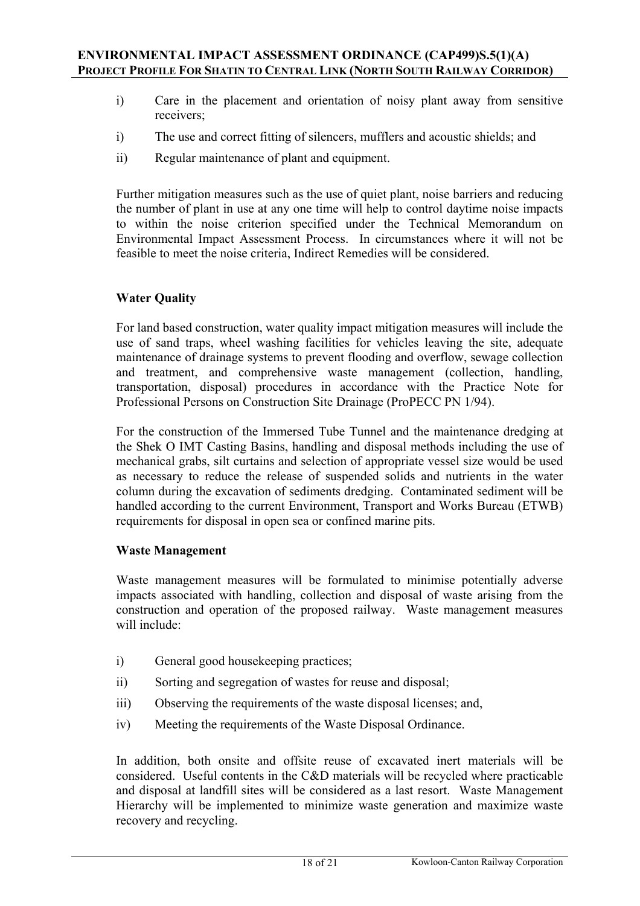i) Care in the placement and orientation of noisy plant away from sensitive receivers;

i) The use and correct fitting of silencers, mufflers and acoustic shields; and

ii) Regular maintenance of plant and equipment.

Further mitigation measures such as the use of quiet plant, noise barriers and reducing the number of plant in use at any one time will help to control daytime noise impacts to within the noise criterion specified under the Technical Memorandum on Environmental Impact Assessment Process. In circumstances where it will not be feasible to meet the noise criteria, Indirect Remedies will be considered.

**Water Quality**

For land based construction, water quality impact mitigation measures will include the use of sand traps, wheel washing facilities for vehicles leaving the site, adequate maintenance of drainage systems to prevent flooding and overflow, sewage collection and treatment, and comprehensive waste management (collection, handling, transportation, disposal) procedures in accordance with the Practice Note for Professional Persons on Construction Site Drainage (ProPECC PN 1/94).

For the construction of the Immersed Tube Tunnel and the maintenance dredging at the Shek O IMT Casting Basins, handling and disposal methods including the use of mechanical grabs, silt curtains and selection of appropriate vessel size would be used as necessary to reduce the release of suspended solids and nutrients in the water column during the excavation of sediments dredging. Contaminated sediment will be handled according to the current Environment, Transport and Works Bureau (ETWB) requirements for disposal in open sea or confined marine pits.

**Waste Management**

Waste management measures will be formulated to minimise potentially adverse impacts associated with handling, collection and disposal of waste arising from the construction and operation of the proposed railway. Waste management measures will include:

i) General good housekeeping practices;

ii) Sorting and segregation of wastes for reuse and disposal;

iii) Observing the requirements of the waste disposal licenses; and,

iv) Meeting the requirements of the Waste Disposal Ordinance.

In addition, both onsite and offsite reuse of excavated inert materials will be considered. Useful contents in the C&D materials will be recycled where practicable and disposal at landfill sites will be considered as a last resort. Waste Management Hierarchy will be implemented to minimize waste generation and maximize waste recovery and recycling.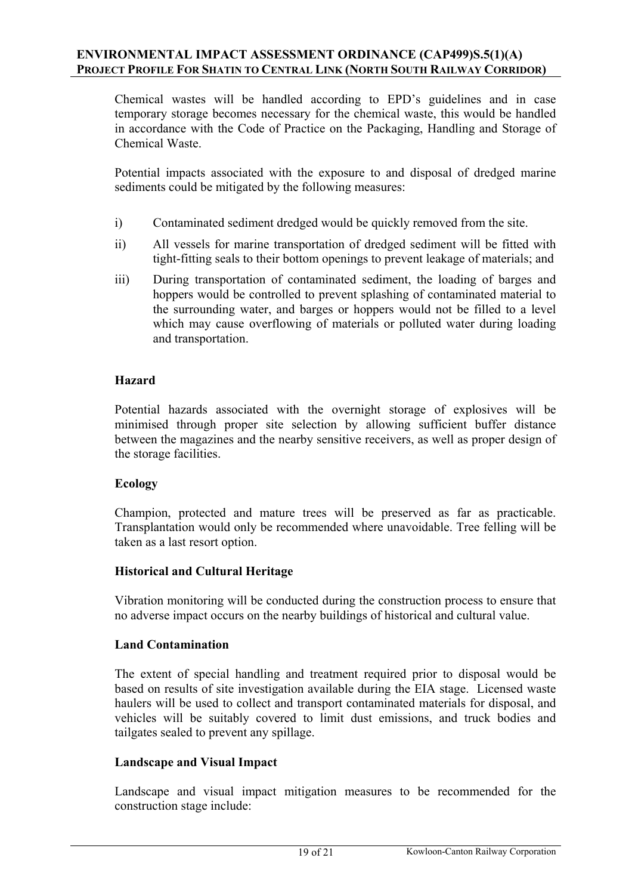Chemical wastes will be handled according to EPD's guidelines and in case temporary storage becomes necessary for the chemical waste, this would be handled in accordance with the Code of Practice on the Packaging, Handling and Storage of Chemical Waste.

Potential impacts associated with the exposure to and disposal of dredged marine sediments could be mitigated by the following measures:

i) Contaminated sediment dredged would be quickly removed from the site.

ii) All vessels for marine transportation of dredged sediment will be fitted with tight-fitting seals to their bottom openings to prevent leakage of materials; and

iii) During transportation of contaminated sediment, the loading of barges and hoppers would be controlled to prevent splashing of contaminated material to the surrounding water, and barges or hoppers would not be filled to a level which may cause overflowing of materials or polluted water during loading and transportation.

**Hazard**

Potential hazards associated with the overnight storage of explosives will be minimised through proper site selection by allowing sufficient buffer distance between the magazines and the nearby sensitive receivers, as well as proper design of the storage facilities.

**Ecology**

Champion, protected and mature trees will be preserved as far as practicable. Transplantation would only be recommended where unavoidable. Tree felling will be taken as a last resort option.

**Historical and Cultural Heritage**

Vibration monitoring will be conducted during the construction process to ensure that no adverse impact occurs on the nearby buildings of historical and cultural value.

**Land Contamination**

The extent of special handling and treatment required prior to disposal would be based on results of site investigation available during the EIA stage. Licensed waste haulers will be used to collect and transport contaminated materials for disposal, and vehicles will be suitably covered to limit dust emissions, and truck bodies and tailgates sealed to prevent any spillage.

**Landscape and Visual Impact**

Landscape and visual impact mitigation measures to be recommended for the construction stage include: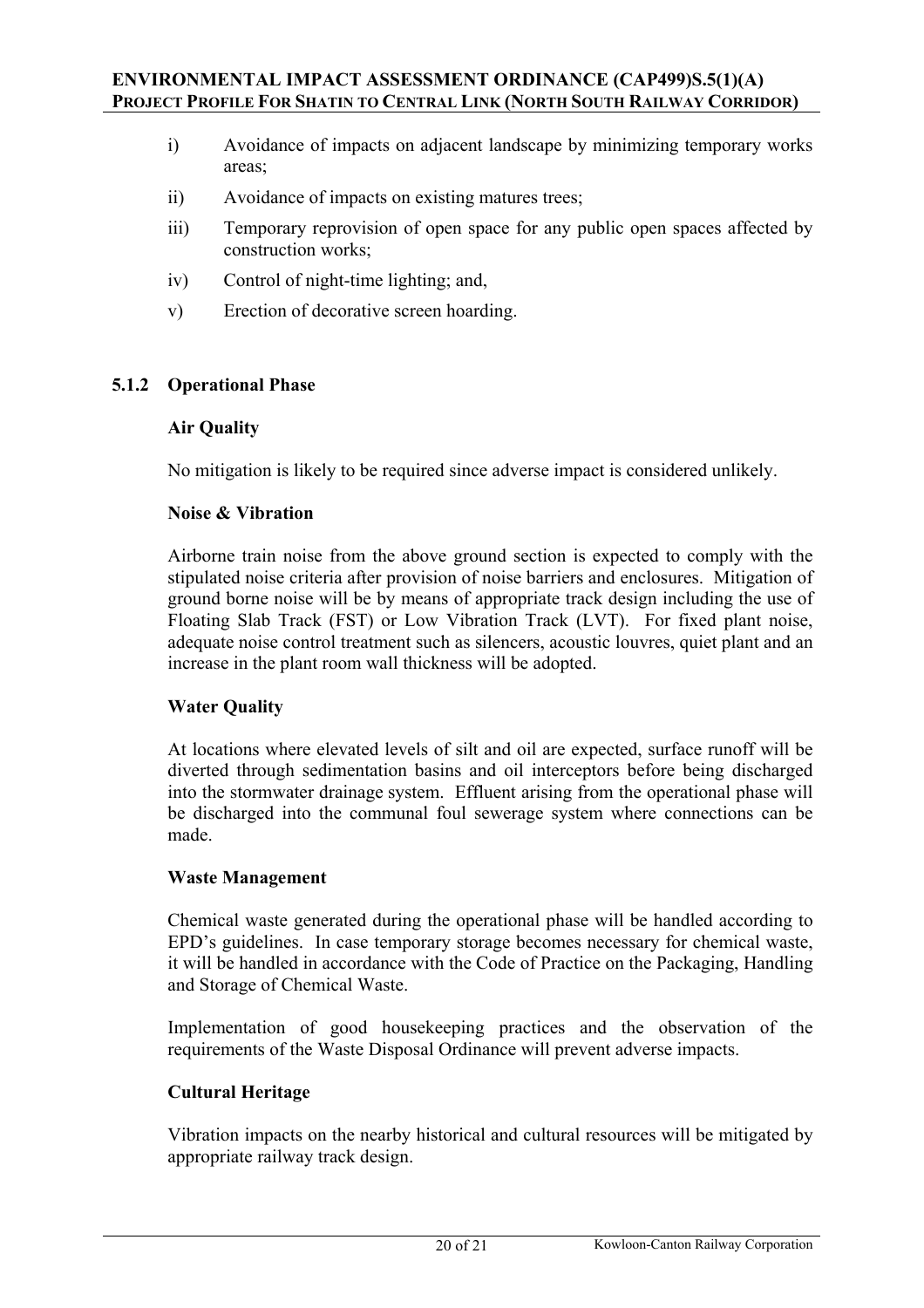i) Avoidance of impacts on adjacent landscape by minimizing temporary works areas;

ii) Avoidance of impacts on existing matures trees;

iii) Temporary reprovision of open space for any public open spaces affected by construction works;

iv) Control of night-time lighting; and,

v) Erection of decorative screen hoarding.

### 5.1.2 Operational Phase

**Air Quality**

No mitigation is likely to be required since adverse impact is considered unlikely.

**Noise & Vibration**

Airborne train noise from the above ground section is expected to comply with the stipulated noise criteria after provision of noise barriers and enclosures. Mitigation of ground borne noise will be by means of appropriate track design including the use of Floating Slab Track (FST) or Low Vibration Track (LVT). For fixed plant noise, adequate noise control treatment such as silencers, acoustic louvres, quiet plant and an increase in the plant room wall thickness will be adopted.

**Water Quality**

At locations where elevated levels of silt and oil are expected, surface runoff will be diverted through sedimentation basins and oil interceptors before being discharged into the stormwater drainage system. Effluent arising from the operational phase will be discharged into the communal foul sewerage system where connections can be made.

**Waste Management**

Chemical waste generated during the operational phase will be handled according to EPD's guidelines. In case temporary storage becomes necessary for chemical waste, it will be handled in accordance with the Code of Practice on the Packaging, Handling and Storage of Chemical Waste.

Implementation of good housekeeping practices and the observation of the requirements of the Waste Disposal Ordinance will prevent adverse impacts.

**Cultural Heritage**

Vibration impacts on the nearby historical and cultural resources will be mitigated by appropriate railway track design.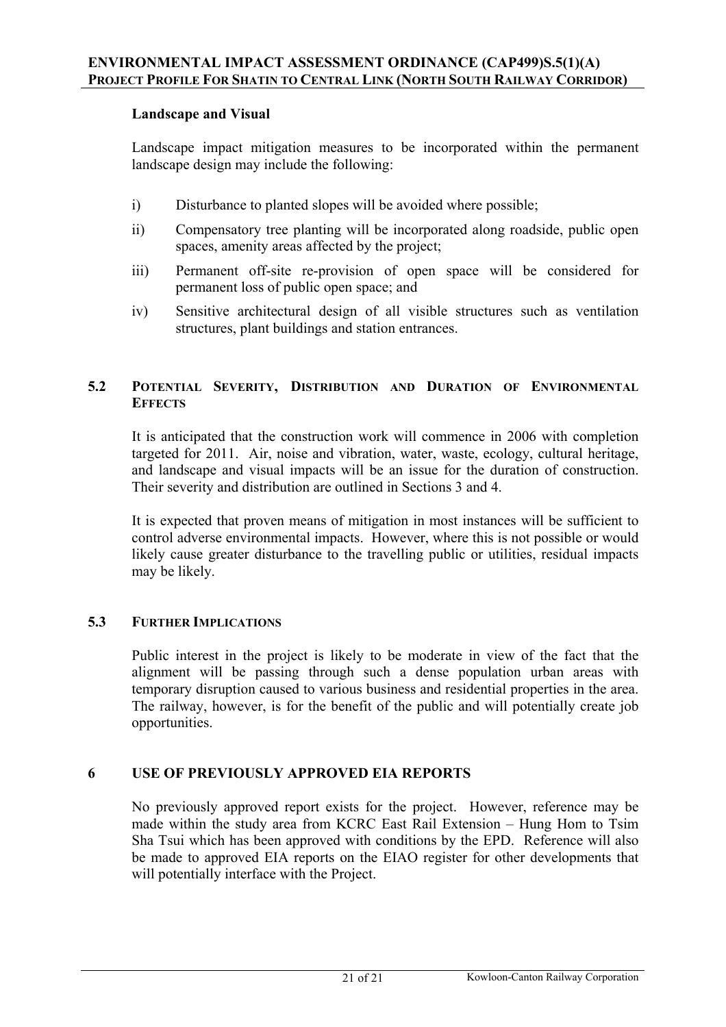**Landscape and Visual**

Landscape impact mitigation measures to be incorporated within the permanent landscape design may include the following:

i) Disturbance to planted slopes will be avoided where possible;

ii) Compensatory tree planting will be incorporated along roadside, public open spaces, amenity areas affected by the project;

iii) Permanent off-site re-provision of open space will be considered for permanent loss of public open space; and

iv) Sensitive architectural design of all visible structures such as ventilation structures, plant buildings and station entrances.

### 5.2 POTENTIAL SEVERITY, DISTRIBUTION AND DURATION OF ENVIRONMENTAL EFFECTS

It is anticipated that the construction work will commence in 2006 with completion targeted for 2011. Air, noise and vibration, water, waste, ecology, cultural heritage, and landscape and visual impacts will be an issue for the duration of construction. Their severity and distribution are outlined in Sections 3 and 4.

It is expected that proven means of mitigation in most instances will be sufficient to control adverse environmental impacts. However, where this is not possible or would likely cause greater disturbance to the travelling public or utilities, residual impacts may be likely.

### 5.3 FURTHER IMPLICATIONS

Public interest in the project is likely to be moderate in view of the fact that the alignment will be passing through such a dense population urban areas with temporary disruption caused to various business and residential properties in the area. The railway, however, is for the benefit of the public and will potentially create job opportunities.

## 6 USE OF PREVIOUSLY APPROVED EIA REPORTS

No previously approved report exists for the project. However, reference may be made within the study area from KCRC East Rail Extension – Hung Hom to Tsim Sha Tsui which has been approved with conditions by the EPD. Reference will also be made to approved EIA reports on the EIAO register for other developments that will potentially interface with the Project.